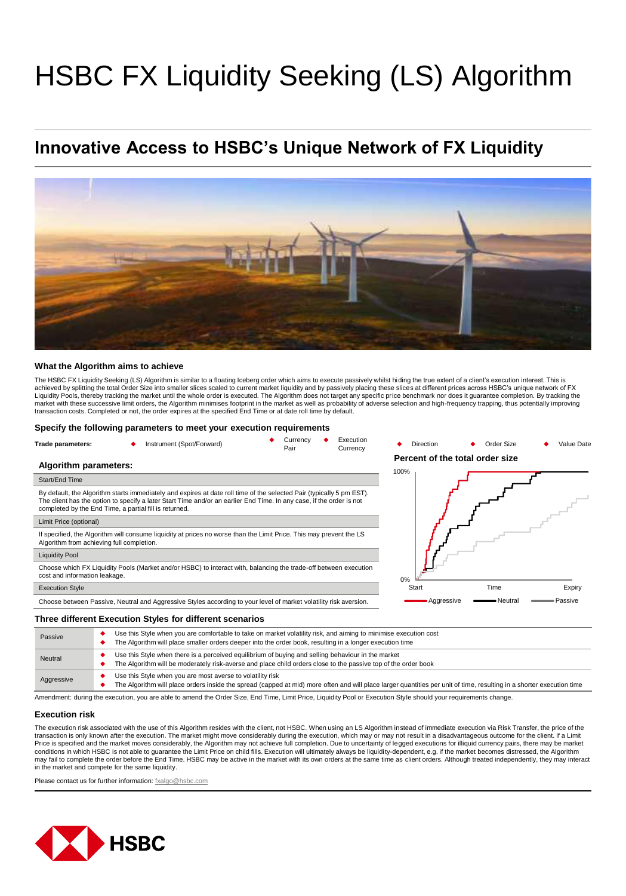# HSBC FX Liquidity Seeking (LS) Algorithm

## Innovative Access to HSBC's Unique Network of FX Liquidity

### What the Algorithm aims to achieve

The HSBC FX Liquidity Seeking (LS) Algorithm is similar to a floating Iceberg order which aims to execute passively whilst hiding the true extent of a client's execution interest. This is achieved by splitting the total Order Size into smaller slices scaled to current market liquidity and by passively placing these slices at different prices across HSBC's unique network of FX Liquidity Pools, thereby tracking the market until the whole order is executed. The Algorithm does not target any specific price benchmark nor does it guarantee completion. By tracking the market with these successive limit orders, the Algorithm minimises footprint in the market as well as probability of adverse selection and high-frequency trapping, thus potentially improving transaction costs. Completed or not, the order expires at the specified End Time or at date roll time by default.

### Specify the following parameters to meet your execution requirements

**Trade parameters:**

- Instrument (Spot/Forward)
- Currency Pair
- Execution Currency
- Direction
- Order Size
- Value Date

### Algorithm parameters:

**Start/End Time**

By default, the Algorithm starts immediately and expires at date roll time of the selected Pair (typically 5 pm EST). The client has the option to specify a later Start Time and/or an earlier End Time. In any case, if the order is not completed by the End Time, a partial fill is returned.

**Limit Price (optional)**

If specified, the Algorithm will consume liquidity at prices no worse than the Limit Price. This may prevent the LS Algorithm from achieving full completion.

**Liquidity Pool**

Choose which FX Liquidity Pools (Market and/or HSBC) to interact with, balancing the trade-off between execution cost and information leakage.

**Execution Style**

Choose between Passive, Neutral and Aggressive Styles according to your level of market volatility risk aversion.

**Percent of the total order size**

100%

0%

Start — Time — Expiry

Aggressive — Neutral — Passive

### Three different Execution Styles for different scenarios

| Style | Description |
|---|---|
| Passive | Use this Style when you are comfortable to take on market volatility risk, and aiming to minimise execution cost<br>The Algorithm will place smaller orders deeper into the order book, resulting in a longer execution time |
| Neutral | Use this Style when there is a perceived equilibrium of buying and selling behaviour in the market<br>The Algorithm will be moderately risk-averse and place child orders close to the passive top of the order book |
| Aggressive | Use this Style when you are most averse to volatility risk<br>The Algorithm will place orders inside the spread (capped at mid) more often and will place larger quantities per unit of time, resulting in a shorter execution time |

Amendment: during the execution, you are able to amend the Order Size, End Time, Limit Price, Liquidity Pool or Execution Style should your requirements change.

### Execution risk

The execution risk associated with the use of this Algorithm resides with the client, not HSBC. When using an LS Algorithm instead of immediate execution via Risk Transfer, the price of the transaction is only known after the execution. The market might move considerably during the execution, which may or may not result in a disadvantageous outcome for the client. If a Limit Price is specified and the market moves considerably, the Algorithm may not achieve full completion. Due to uncertainty of legged executions for illiquid currency pairs, there may be market conditions in which HSBC is not able to guarantee the Limit Price on child fills. Execution will ultimately always be liquidity-dependent, e.g. if the market becomes distressed, the Algorithm may fail to complete the order before the End Time. HSBC may be active in the market with its own orders at the same time as client orders. Although treated independently, they may interact in the market and compete for the same liquidity.

Please contact us for further information: fxalgo@hsbc.com

HSBC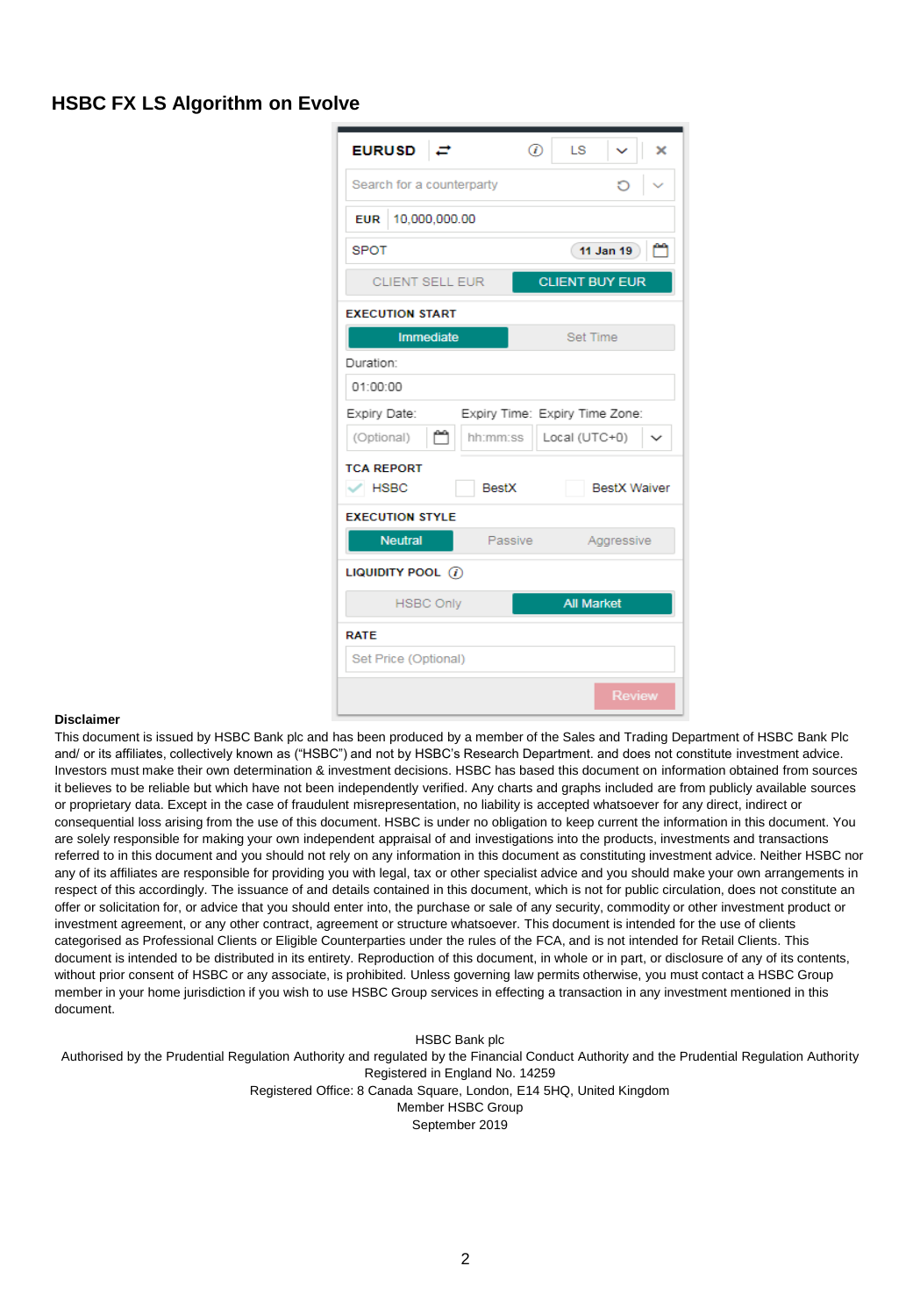## HSBC FX LS Algorithm on Evolve

EURUSD
LS
Search for a counterparty
EUR 10,000,000.00
SPOT 11 Jan 19
CLIENT SELL EUR CLIENT BUY EUR

EXECUTION START
Immediate Set Time
Duration:
01:00:00
Expiry Date: Expiry Time: Expiry Time Zone:
(Optional) hh:mm:ss Local (UTC+0)

TCA REPORT
HSBC BestX BestX Waiver

EXECUTION STYLE
Neutral Passive Aggressive

LIQUIDITY POOL
HSBC Only All Market

RATE
Set Price (Optional)

Review

**Disclaimer**

This document is issued by HSBC Bank plc and has been produced by a member of the Sales and Trading Department of HSBC Bank Plc and/ or its affiliates, collectively known as ("HSBC") and not by HSBC's Research Department. and does not constitute investment advice. Investors must make their own determination & investment decisions. HSBC has based this document on information obtained from sources it believes to be reliable but which have not been independently verified. Any charts and graphs included are from publicly available sources or proprietary data. Except in the case of fraudulent misrepresentation, no liability is accepted whatsoever for any direct, indirect or consequential loss arising from the use of this document. HSBC is under no obligation to keep current the information in this document. You are solely responsible for making your own independent appraisal of and investigations into the products, investments and transactions referred to in this document and you should not rely on any information in this document as constituting investment advice. Neither HSBC nor any of its affiliates are responsible for providing you with legal, tax or other specialist advice and you should make your own arrangements in respect of this accordingly. The issuance of and details contained in this document, which is not for public circulation, does not constitute an offer or solicitation for, or advice that you should enter into, the purchase or sale of any security, commodity or other investment product or investment agreement, or any other contract, agreement or structure whatsoever. This document is intended for the use of clients categorised as Professional Clients or Eligible Counterparties under the rules of the FCA, and is not intended for Retail Clients. This document is intended to be distributed in its entirety. Reproduction of this document, in whole or in part, or disclosure of any of its contents, without prior consent of HSBC or any associate, is prohibited. Unless governing law permits otherwise, you must contact a HSBC Group member in your home jurisdiction if you wish to use HSBC Group services in effecting a transaction in any investment mentioned in this document.

HSBC Bank plc
Authorised by the Prudential Regulation Authority and regulated by the Financial Conduct Authority and the Prudential Regulation Authority
Registered in England No. 14259
Registered Office: 8 Canada Square, London, E14 5HQ, United Kingdom
Member HSBC Group
September 2019